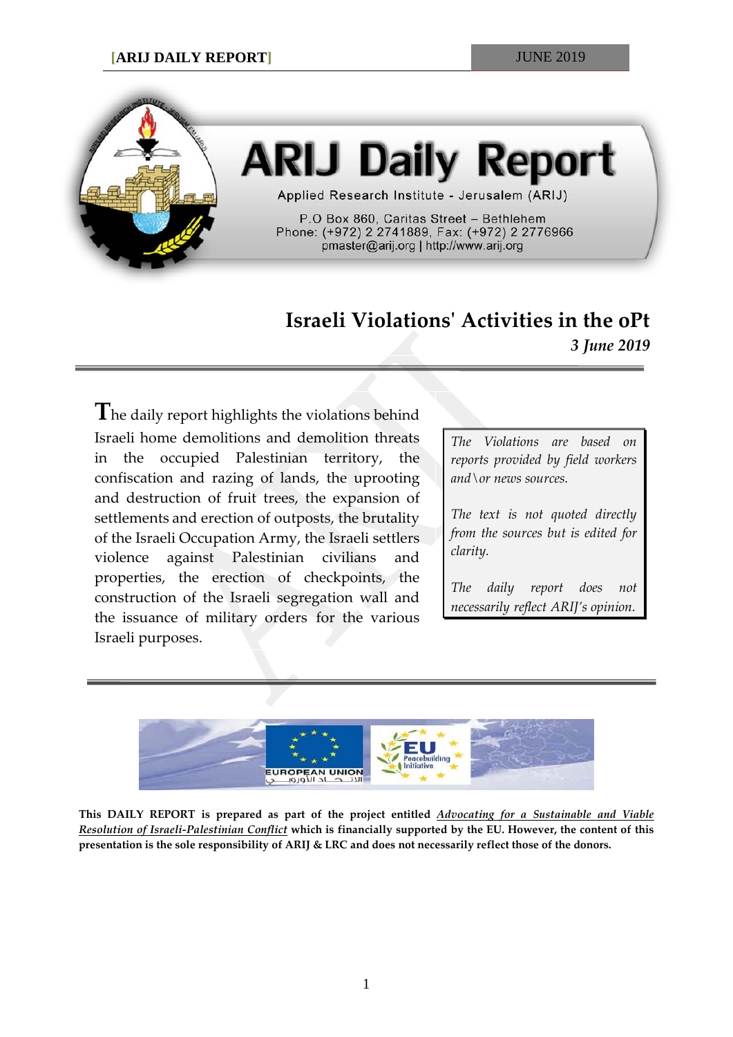# ARIJ Daily Report

Applied Research Institute - Jerusalem (ARIJ)

P.O Box 860, Caritas Street – Bethlehem
Phone: (+972) 2 2741889, Fax: (+972) 2 2776966
pmaster@arij.org | http://www.arij.org

## Israeli Violations' Activities in the oPt

***3 June 2019***

The daily report highlights the violations behind Israeli home demolitions and demolition threats in the occupied Palestinian territory, the confiscation and razing of lands, the uprooting and destruction of fruit trees, the expansion of settlements and erection of outposts, the brutality of the Israeli Occupation Army, the Israeli settlers violence against Palestinian civilians and properties, the erection of checkpoints, the construction of the Israeli segregation wall and the issuance of military orders for the various Israeli purposes.

*The Violations are based on reports provided by field workers and\or news sources.*

*The text is not quoted directly from the sources but is edited for clarity.*

*The daily report does not necessarily reflect ARIJ's opinion.*

**This DAILY REPORT is prepared as part of the project entitled *Advocating for a Sustainable and Viable Resolution of Israeli-Palestinian Conflict* which is financially supported by the EU. However, the content of this presentation is the sole responsibility of ARIJ & LRC and does not necessarily reflect those of the donors.**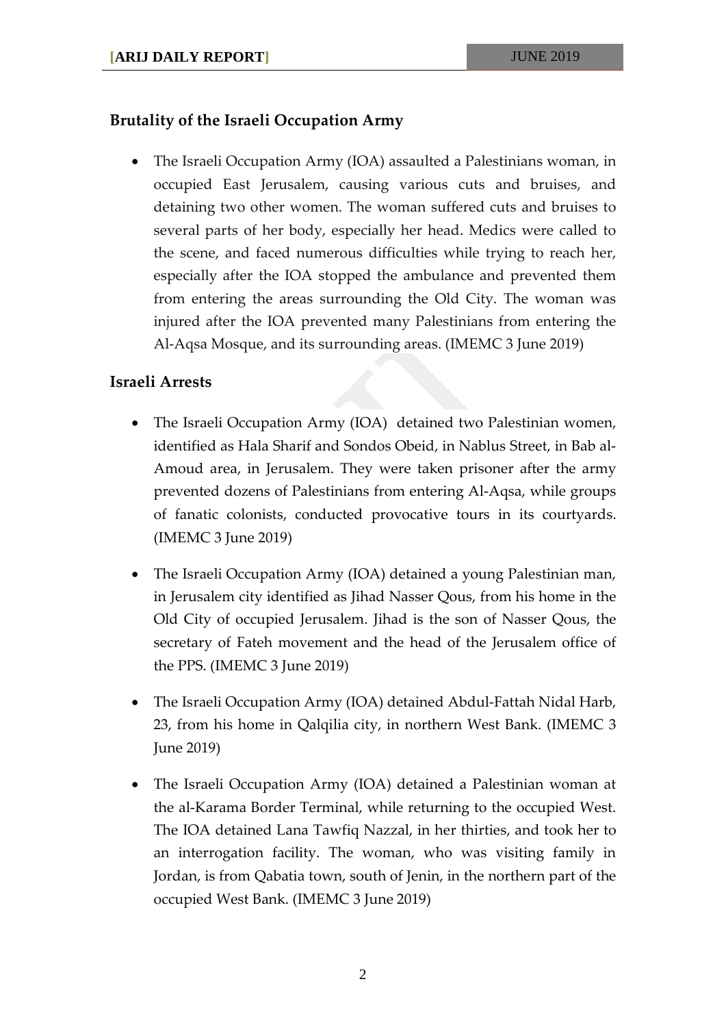## Brutality of the Israeli Occupation Army

- The Israeli Occupation Army (IOA) assaulted a Palestinians woman, in occupied East Jerusalem, causing various cuts and bruises, and detaining two other women. The woman suffered cuts and bruises to several parts of her body, especially her head. Medics were called to the scene, and faced numerous difficulties while trying to reach her, especially after the IOA stopped the ambulance and prevented them from entering the areas surrounding the Old City. The woman was injured after the IOA prevented many Palestinians from entering the Al-Aqsa Mosque, and its surrounding areas. (IMEMC 3 June 2019)

## Israeli Arrests

- The Israeli Occupation Army (IOA) detained two Palestinian women, identified as Hala Sharif and Sondos Obeid, in Nablus Street, in Bab al-Amoud area, in Jerusalem. They were taken prisoner after the army prevented dozens of Palestinians from entering Al-Aqsa, while groups of fanatic colonists, conducted provocative tours in its courtyards. (IMEMC 3 June 2019)

- The Israeli Occupation Army (IOA) detained a young Palestinian man, in Jerusalem city identified as Jihad Nasser Qous, from his home in the Old City of occupied Jerusalem. Jihad is the son of Nasser Qous, the secretary of Fateh movement and the head of the Jerusalem office of the PPS. (IMEMC 3 June 2019)

- The Israeli Occupation Army (IOA) detained Abdul-Fattah Nidal Harb, 23, from his home in Qalqilia city, in northern West Bank. (IMEMC 3 June 2019)

- The Israeli Occupation Army (IOA) detained a Palestinian woman at the al-Karama Border Terminal, while returning to the occupied West. The IOA detained Lana Tawfiq Nazzal, in her thirties, and took her to an interrogation facility. The woman, who was visiting family in Jordan, is from Qabatia town, south of Jenin, in the northern part of the occupied West Bank. (IMEMC 3 June 2019)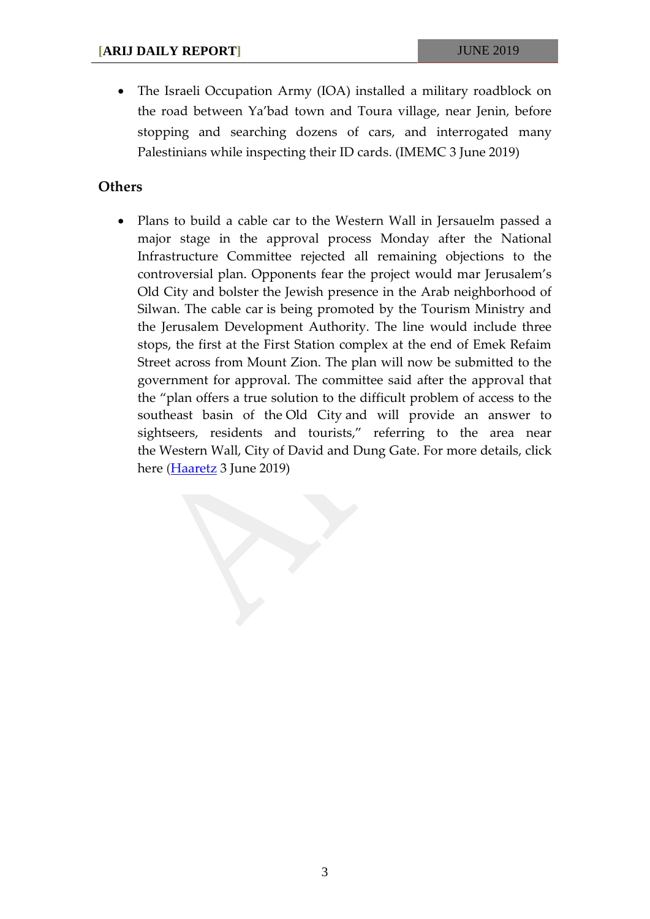- The Israeli Occupation Army (IOA) installed a military roadblock on the road between Ya'bad town and Toura village, near Jenin, before stopping and searching dozens of cars, and interrogated many Palestinians while inspecting their ID cards. (IMEMC 3 June 2019)

## Others

- Plans to build a cable car to the Western Wall in Jersauelm passed a major stage in the approval process Monday after the National Infrastructure Committee rejected all remaining objections to the controversial plan. Opponents fear the project would mar Jerusalem's Old City and bolster the Jewish presence in the Arab neighborhood of Silwan. The cable car is being promoted by the Tourism Ministry and the Jerusalem Development Authority. The line would include three stops, the first at the First Station complex at the end of Emek Refaim Street across from Mount Zion. The plan will now be submitted to the government for approval. The committee said after the approval that the "plan offers a true solution to the difficult problem of access to the southeast basin of the Old City and will provide an answer to sightseers, residents and tourists," referring to the area near the Western Wall, City of David and Dung Gate. For more details, click here (Haaretz 3 June 2019)